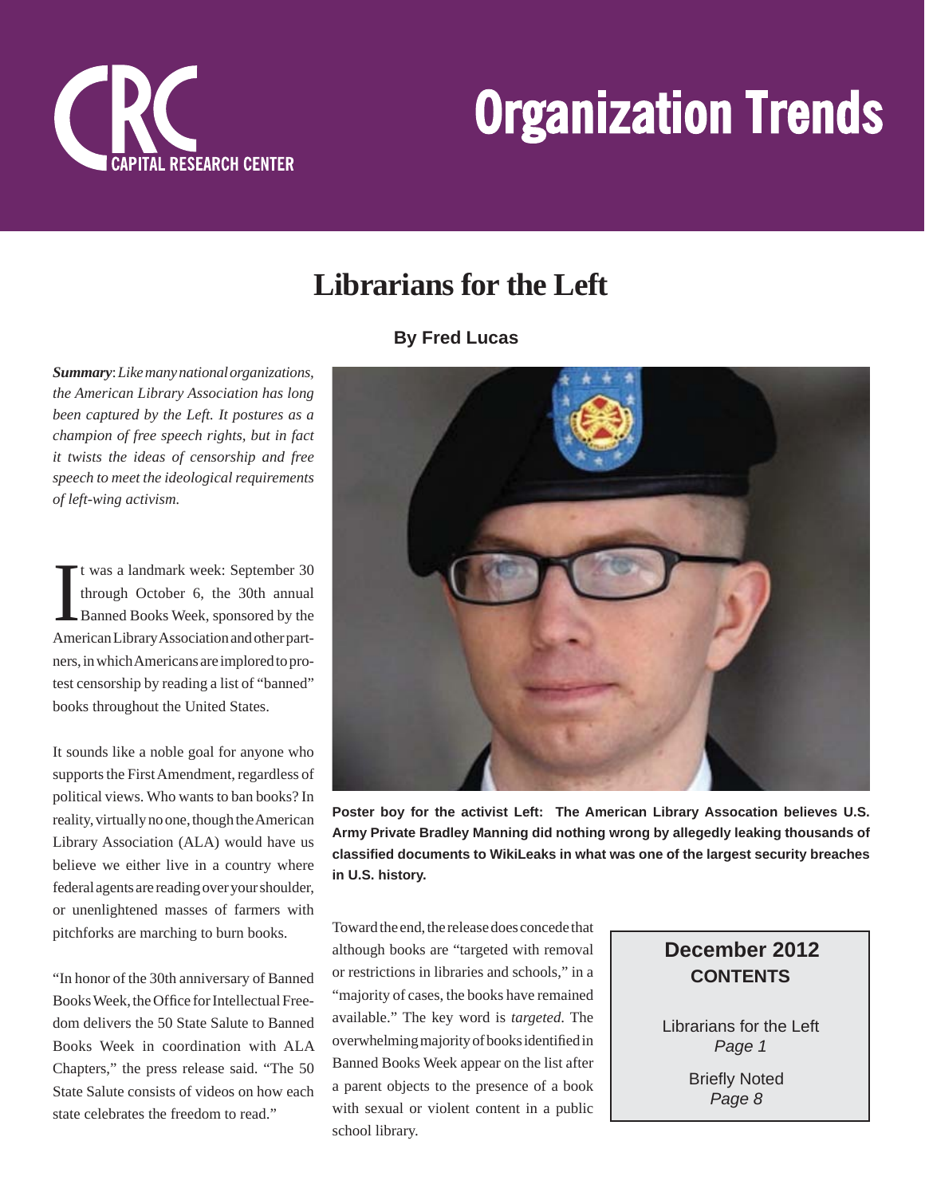CAPITAL RESEARCH CENTER

# Organization Trends

## Librarians for the Left

**By Fred Lucas**

***Summary***: *Like many national organizations, the American Library Association has long been captured by the Left. It postures as a champion of free speech rights, but in fact it twists the ideas of censorship and free speech to meet the ideological requirements of left-wing activism.*

It was a landmark week: September 30 through October 6, the 30th annual Banned Books Week, sponsored by the American Library Association and other partners, in which Americans are implored to protest censorship by reading a list of "banned" books throughout the United States.

It sounds like a noble goal for anyone who supports the First Amendment, regardless of political views. Who wants to ban books? In reality, virtually no one, though the American Library Association (ALA) would have us believe we either live in a country where federal agents are reading over your shoulder, or unenlightened masses of farmers with pitchforks are marching to burn books.

"In honor of the 30th anniversary of Banned Books Week, the Office for Intellectual Freedom delivers the 50 State Salute to Banned Books Week in coordination with ALA Chapters," the press release said. "The 50 State Salute consists of videos on how each state celebrates the freedom to read."

**Poster boy for the activist Left: The American Library Assocation believes U.S. Army Private Bradley Manning did nothing wrong by allegedly leaking thousands of classified documents to WikiLeaks in what was one of the largest security breaches in U.S. history.**

Toward the end, the release does concede that although books are "targeted with removal or restrictions in libraries and schools," in a "majority of cases, the books have remained available." The key word is *targeted*. The overwhelming majority of books identified in Banned Books Week appear on the list after a parent objects to the presence of a book with sexual or violent content in a public school library.

**December 2012**
**CONTENTS**

Librarians for the Left
*Page 1*

Briefly Noted
*Page 8*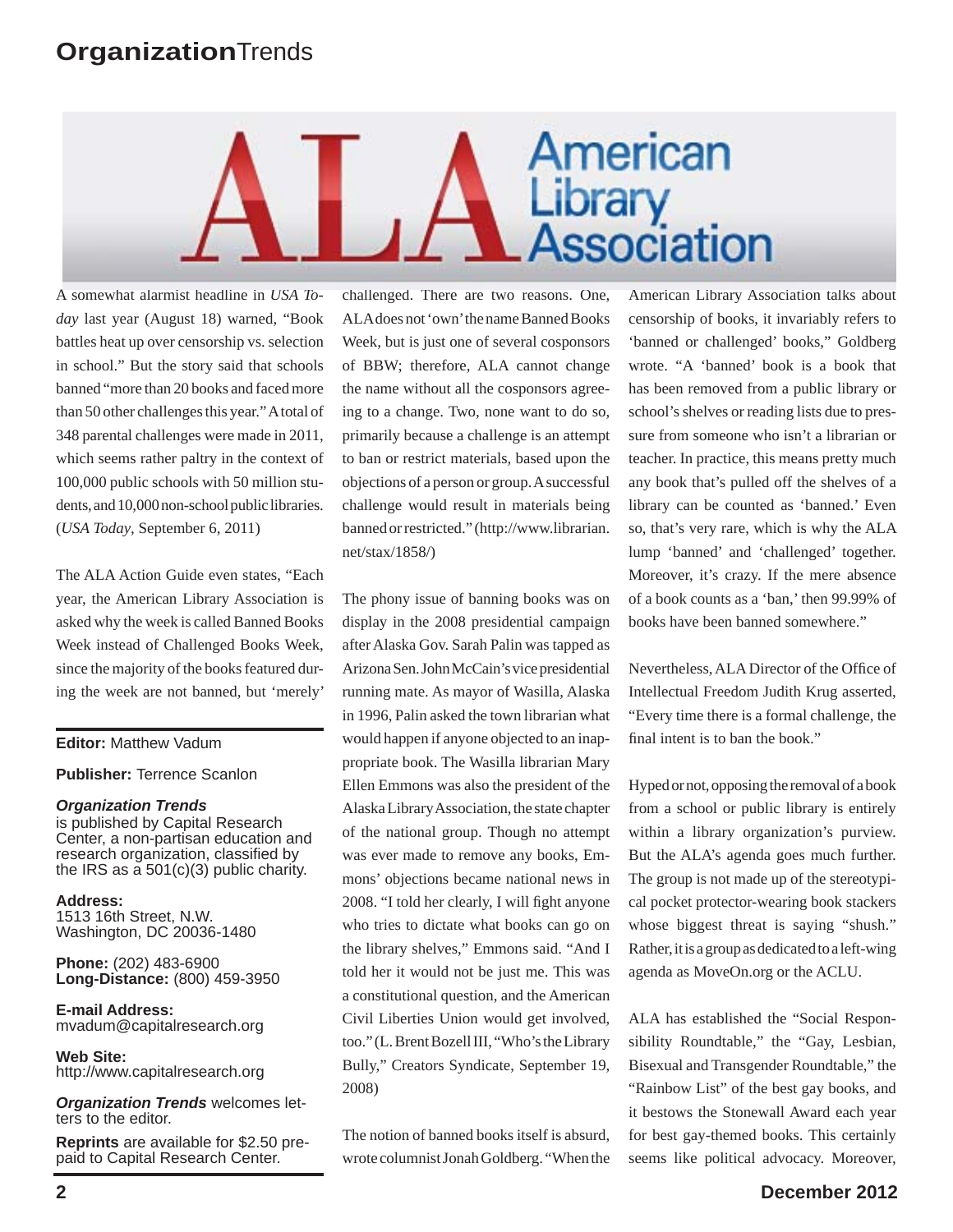A somewhat alarmist headline in *USA Today* last year (August 18) warned, "Book battles heat up over censorship vs. selection in school." But the story said that schools banned "more than 20 books and faced more than 50 other challenges this year." A total of 348 parental challenges were made in 2011, which seems rather paltry in the context of 100,000 public schools with 50 million students, and 10,000 non-school public libraries. (*USA Today*, September 6, 2011)

The ALA Action Guide even states, "Each year, the American Library Association is asked why the week is called Banned Books Week instead of Challenged Books Week, since the majority of the books featured during the week are not banned, but 'merely' challenged. There are two reasons. One, ALA does not 'own' the name Banned Books Week, but is just one of several cosponsors of BBW; therefore, ALA cannot change the name without all the cosponsors agreeing to a change. Two, none want to do so, primarily because a challenge is an attempt to ban or restrict materials, based upon the objections of a person or group. A successful challenge would result in materials being banned or restricted." (http://www.librarian.net/stax/1858/)

The phony issue of banning books was on display in the 2008 presidential campaign after Alaska Gov. Sarah Palin was tapped as Arizona Sen. John McCain's vice presidential running mate. As mayor of Wasilla, Alaska in 1996, Palin asked the town librarian what would happen if anyone objected to an inappropriate book. The Wasilla librarian Mary Ellen Emmons was also the president of the Alaska Library Association, the state chapter of the national group. Though no attempt was ever made to remove any books, Emmons' objections became national news in 2008. "I told her clearly, I will fight anyone who tries to dictate what books can go on the library shelves," Emmons said. "And I told her it would not be just me. This was a constitutional question, and the American Civil Liberties Union would get involved, too." (L. Brent Bozell III, "Who's the Library Bully," Creators Syndicate, September 19, 2008)

The notion of banned books itself is absurd, wrote columnist Jonah Goldberg. "When the American Library Association talks about censorship of books, it invariably refers to 'banned or challenged' books," Goldberg wrote. "A 'banned' book is a book that has been removed from a public library or school's shelves or reading lists due to pressure from someone who isn't a librarian or teacher. In practice, this means pretty much any book that's pulled off the shelves of a library can be counted as 'banned.' Even so, that's very rare, which is why the ALA lump 'banned' and 'challenged' together. Moreover, it's crazy. If the mere absence of a book counts as a 'ban,' then 99.99% of books have been banned somewhere."

Nevertheless, ALA Director of the Office of Intellectual Freedom Judith Krug asserted, "Every time there is a formal challenge, the final intent is to ban the book."

Hyped or not, opposing the removal of a book from a school or public library is entirely within a library organization's purview. But the ALA's agenda goes much further. The group is not made up of the stereotypical pocket protector-wearing book stackers whose biggest threat is saying "shush." Rather, it is a group as dedicated to a left-wing agenda as MoveOn.org or the ACLU.

ALA has established the "Social Responsibility Roundtable," the "Gay, Lesbian, Bisexual and Transgender Roundtable," the "Rainbow List" of the best gay books, and it bestows the Stonewall Award each year for best gay-themed books. This certainly seems like political advocacy. Moreover,

---

**Editor:** Matthew Vadum

**Publisher:** Terrence Scanlon

***Organization Trends*** is published by Capital Research Center, a non-partisan education and research organization, classified by the IRS as a 501(c)(3) public charity.

**Address:**
1513 16th Street, N.W.
Washington, DC 20036-1480

**Phone:** (202) 483-6900
**Long-Distance:** (800) 459-3950

**E-mail Address:**
mvadum@capitalresearch.org

**Web Site:**
http://www.capitalresearch.org

***Organization Trends*** welcomes letters to the editor.

**Reprints** are available for $2.50 prepaid to Capital Research Center.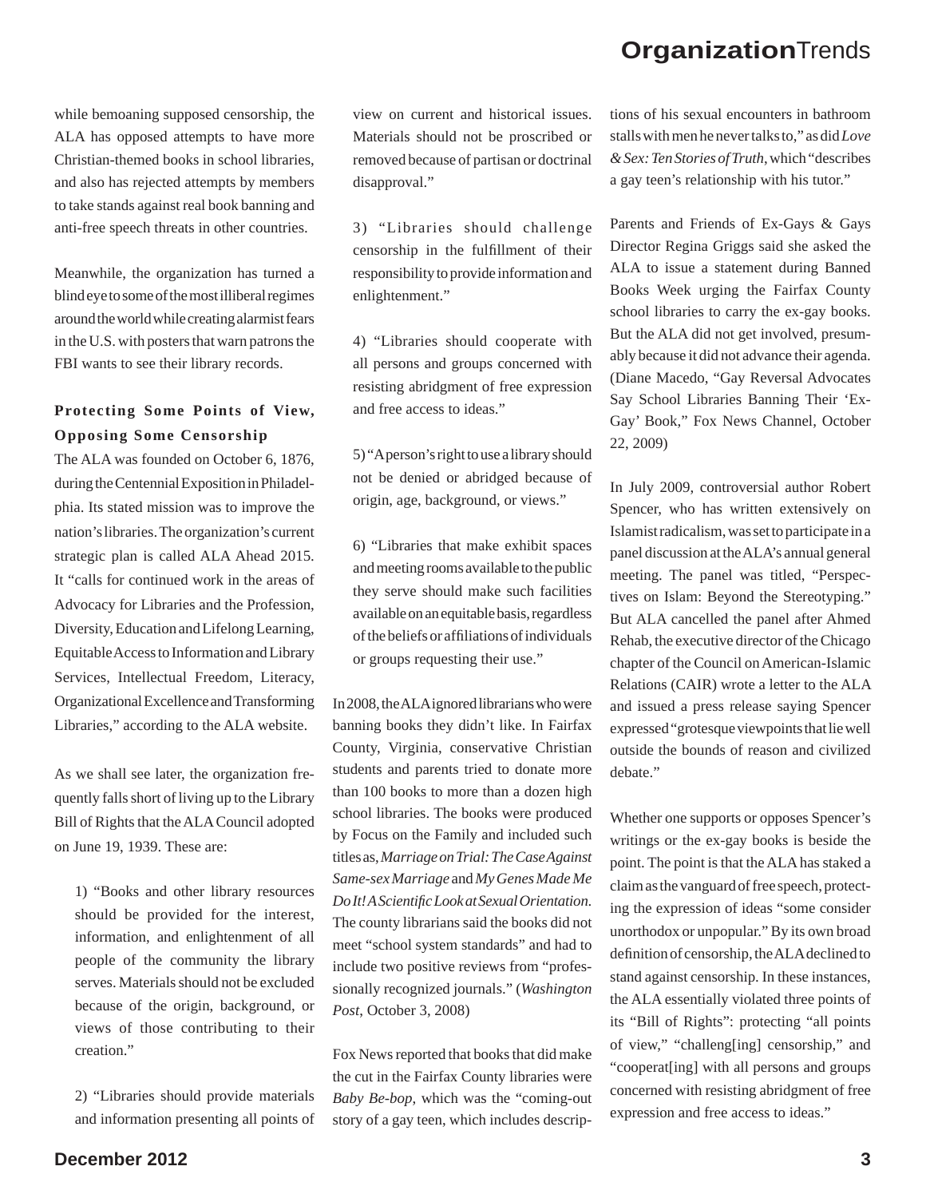while bemoaning supposed censorship, the ALA has opposed attempts to have more Christian-themed books in school libraries, and also has rejected attempts by members to take stands against real book banning and anti-free speech threats in other countries.

Meanwhile, the organization has turned a blind eye to some of the most illiberal regimes around the world while creating alarmist fears in the U.S. with posters that warn patrons the FBI wants to see their library records.

### Protecting Some Points of View, Opposing Some Censorship

The ALA was founded on October 6, 1876, during the Centennial Exposition in Philadelphia. Its stated mission was to improve the nation's libraries. The organization's current strategic plan is called ALA Ahead 2015. It "calls for continued work in the areas of Advocacy for Libraries and the Profession, Diversity, Education and Lifelong Learning, Equitable Access to Information and Library Services, Intellectual Freedom, Literacy, Organizational Excellence and Transforming Libraries," according to the ALA website.

As we shall see later, the organization frequently falls short of living up to the Library Bill of Rights that the ALA Council adopted on June 19, 1939. These are:

> 1) "Books and other library resources should be provided for the interest, information, and enlightenment of all people of the community the library serves. Materials should not be excluded because of the origin, background, or views of those contributing to their creation."
>
> 2) "Libraries should provide materials and information presenting all points of view on current and historical issues. Materials should not be proscribed or removed because of partisan or doctrinal disapproval."
>
> 3) "Libraries should challenge censorship in the fulfillment of their responsibility to provide information and enlightenment."
>
> 4) "Libraries should cooperate with all persons and groups concerned with resisting abridgment of free expression and free access to ideas."
>
> 5) "A person's right to use a library should not be denied or abridged because of origin, age, background, or views."
>
> 6) "Libraries that make exhibit spaces and meeting rooms available to the public they serve should make such facilities available on an equitable basis, regardless of the beliefs or affiliations of individuals or groups requesting their use."

In 2008, the ALA ignored librarians who were banning books they didn't like. In Fairfax County, Virginia, conservative Christian students and parents tried to donate more than 100 books to more than a dozen high school libraries. The books were produced by Focus on the Family and included such titles as, *Marriage on Trial: The Case Against Same-sex Marriage* and *My Genes Made Me Do It! A Scientific Look at Sexual Orientation.* The county librarians said the books did not meet "school system standards" and had to include two positive reviews from "professionally recognized journals." (*Washington Post*, October 3, 2008)

Fox News reported that books that did make the cut in the Fairfax County libraries were *Baby Be-bop*, which was the "coming-out story of a gay teen, which includes descriptions of his sexual encounters in bathroom stalls with men he never talks to," as did *Love & Sex: Ten Stories of Truth*, which "describes a gay teen's relationship with his tutor."

Parents and Friends of Ex-Gays & Gays Director Regina Griggs said she asked the ALA to issue a statement during Banned Books Week urging the Fairfax County school libraries to carry the ex-gay books. But the ALA did not get involved, presumably because it did not advance their agenda. (Diane Macedo, "Gay Reversal Advocates Say School Libraries Banning Their 'Ex-Gay' Book," Fox News Channel, October 22, 2009)

In July 2009, controversial author Robert Spencer, who has written extensively on Islamist radicalism, was set to participate in a panel discussion at the ALA's annual general meeting. The panel was titled, "Perspectives on Islam: Beyond the Stereotyping." But ALA cancelled the panel after Ahmed Rehab, the executive director of the Chicago chapter of the Council on American-Islamic Relations (CAIR) wrote a letter to the ALA and issued a press release saying Spencer expressed "grotesque viewpoints that lie well outside the bounds of reason and civilized debate."

Whether one supports or opposes Spencer's writings or the ex-gay books is beside the point. The point is that the ALA has staked a claim as the vanguard of free speech, protecting the expression of ideas "some consider unorthodox or unpopular." By its own broad definition of censorship, the ALA declined to stand against censorship. In these instances, the ALA essentially violated three points of its "Bill of Rights": protecting "all points of view," "challeng[ing] censorship," and "cooperat[ing] with all persons and groups concerned with resisting abridgment of free expression and free access to ideas."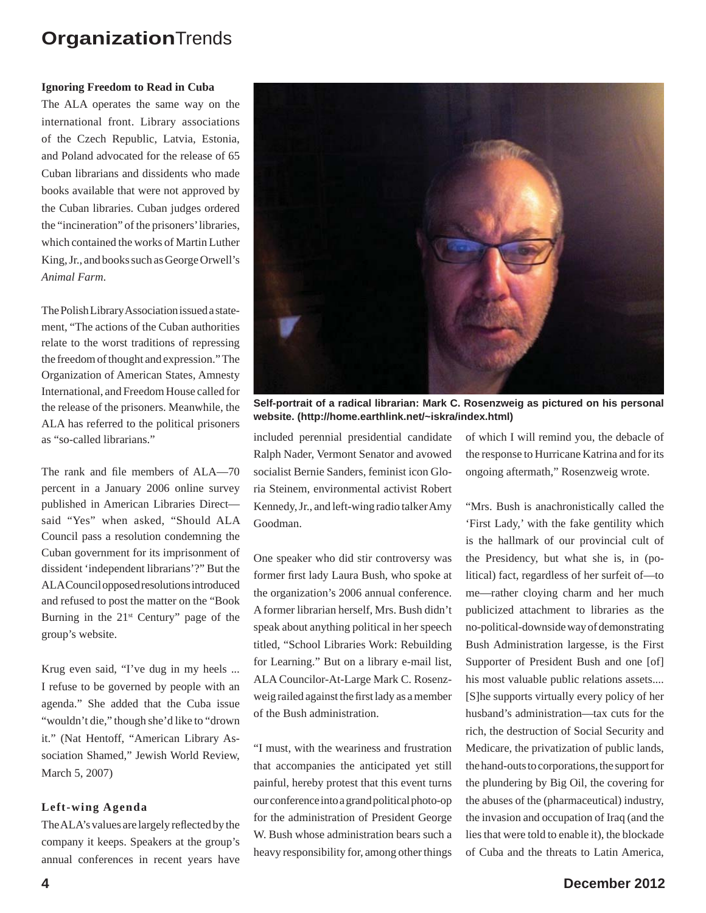### Ignoring Freedom to Read in Cuba

The ALA operates the same way on the international front. Library associations of the Czech Republic, Latvia, Estonia, and Poland advocated for the release of 65 Cuban librarians and dissidents who made books available that were not approved by the Cuban libraries. Cuban judges ordered the "incineration" of the prisoners' libraries, which contained the works of Martin Luther King, Jr., and books such as George Orwell's *Animal Farm*.

The Polish Library Association issued a statement, "The actions of the Cuban authorities relate to the worst traditions of repressing the freedom of thought and expression." The Organization of American States, Amnesty International, and Freedom House called for the release of the prisoners. Meanwhile, the ALA has referred to the political prisoners as "so-called librarians."

The rank and file members of ALA—70 percent in a January 2006 online survey published in American Libraries Direct—said "Yes" when asked, "Should ALA Council pass a resolution condemning the Cuban government for its imprisonment of dissident 'independent librarians'?" But the ALA Council opposed resolutions introduced and refused to post the matter on the "Book Burning in the 21st Century" page of the group's website.

Krug even said, "I've dug in my heels ... I refuse to be governed by people with an agenda." She added that the Cuba issue "wouldn't die," though she'd like to "drown it." (Nat Hentoff, "American Library Association Shamed," Jewish World Review, March 5, 2007)

### Left-wing Agenda

The ALA's values are largely reflected by the company it keeps. Speakers at the group's annual conferences in recent years have included perennial presidential candidate Ralph Nader, Vermont Senator and avowed socialist Bernie Sanders, feminist icon Gloria Steinem, environmental activist Robert Kennedy, Jr., and left-wing radio talker Amy Goodman.

**Self-portrait of a radical librarian: Mark C. Rosenzweig as pictured on his personal website. (http://home.earthlink.net/~iskra/index.html)**

One speaker who did stir controversy was former first lady Laura Bush, who spoke at the organization's 2006 annual conference. A former librarian herself, Mrs. Bush didn't speak about anything political in her speech titled, "School Libraries Work: Rebuilding for Learning." But on a library e-mail list, ALA Councilor-At-Large Mark C. Rosenzweig railed against the first lady as a member of the Bush administration.

"I must, with the weariness and frustration that accompanies the anticipated yet still painful, hereby protest that this event turns our conference into a grand political photo-op for the administration of President George W. Bush whose administration bears such a heavy responsibility for, among other things of which I will remind you, the debacle of the response to Hurricane Katrina and for its ongoing aftermath," Rosenzweig wrote.

"Mrs. Bush is anachronistically called the 'First Lady,' with the fake gentility which is the hallmark of our provincial cult of the Presidency, but what she is, in (political) fact, regardless of her surfeit of—to me—rather cloying charm and her much publicized attachment to libraries as the no-political-downside way of demonstrating Bush Administration largesse, is the First Supporter of President Bush and one [of] his most valuable public relations assets.... [S]he supports virtually every policy of her husband's administration—tax cuts for the rich, the destruction of Social Security and Medicare, the privatization of public lands, the hand-outs to corporations, the support for the plundering by Big Oil, the covering for the abuses of the (pharmaceutical) industry, the invasion and occupation of Iraq (and the lies that were told to enable it), the blockade of Cuba and the threats to Latin America,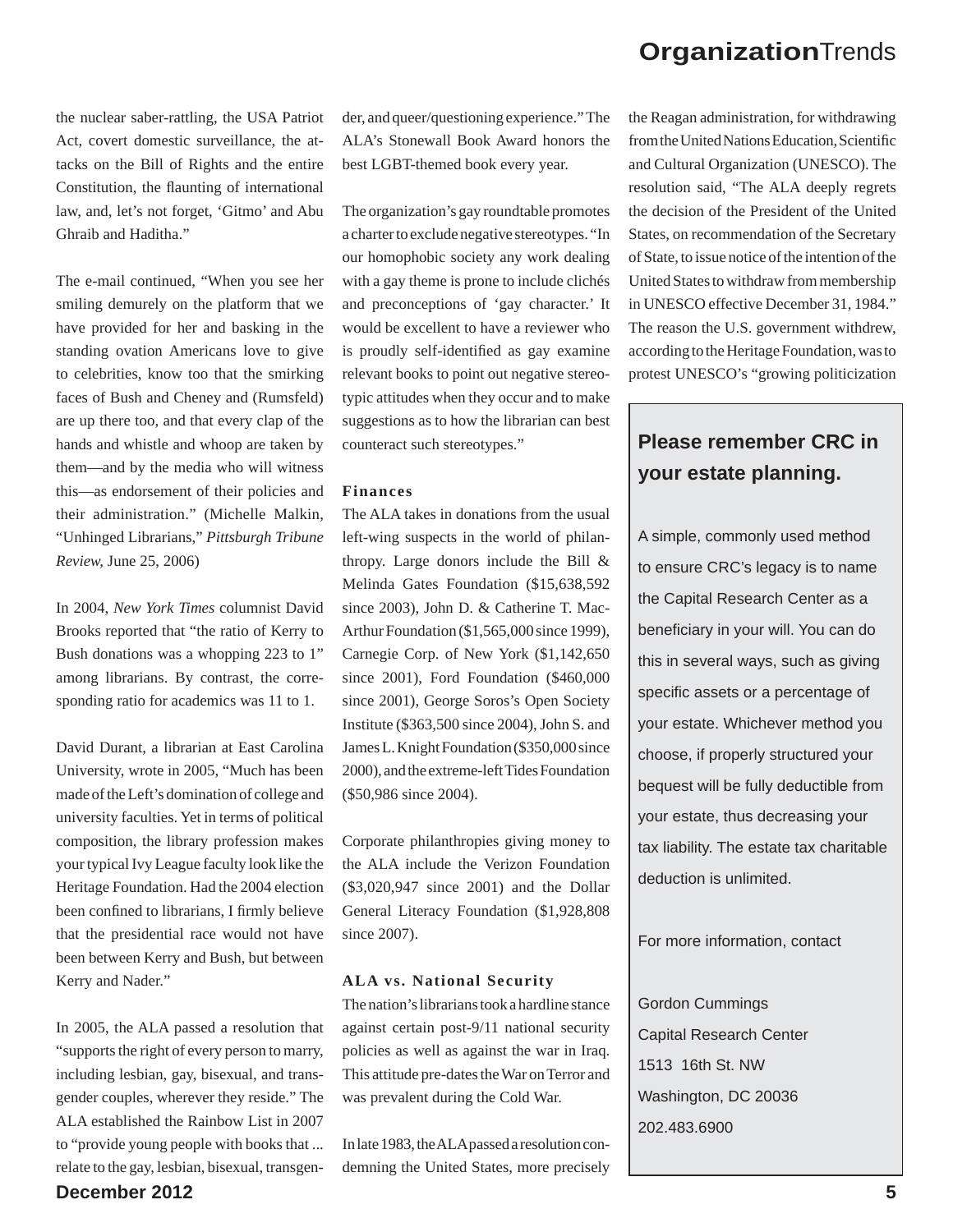the nuclear saber-rattling, the USA Patriot Act, covert domestic surveillance, the attacks on the Bill of Rights and the entire Constitution, the flaunting of international law, and, let's not forget, 'Gitmo' and Abu Ghraib and Haditha."

The e-mail continued, "When you see her smiling demurely on the platform that we have provided for her and basking in the standing ovation Americans love to give to celebrities, know too that the smirking faces of Bush and Cheney and (Rumsfeld) are up there too, and that every clap of the hands and whistle and whoop are taken by them—and by the media who will witness this—as endorsement of their policies and their administration." (Michelle Malkin, "Unhinged Librarians," *Pittsburgh Tribune Review,* June 25, 2006)

In 2004, *New York Times* columnist David Brooks reported that "the ratio of Kerry to Bush donations was a whopping 223 to 1" among librarians. By contrast, the corresponding ratio for academics was 11 to 1.

David Durant, a librarian at East Carolina University, wrote in 2005, "Much has been made of the Left's domination of college and university faculties. Yet in terms of political composition, the library profession makes your typical Ivy League faculty look like the Heritage Foundation. Had the 2004 election been confined to librarians, I firmly believe that the presidential race would not have been between Kerry and Bush, but between Kerry and Nader."

In 2005, the ALA passed a resolution that "supports the right of every person to marry, including lesbian, gay, bisexual, and transgender couples, wherever they reside." The ALA established the Rainbow List in 2007 to "provide young people with books that ... relate to the gay, lesbian, bisexual, transgender, and queer/questioning experience." The ALA's Stonewall Book Award honors the best LGBT-themed book every year.

The organization's gay roundtable promotes a charter to exclude negative stereotypes. "In our homophobic society any work dealing with a gay theme is prone to include clichés and preconceptions of 'gay character.' It would be excellent to have a reviewer who is proudly self-identified as gay examine relevant books to point out negative stereotypic attitudes when they occur and to make suggestions as to how the librarian can best counteract such stereotypes."

**Finances**

The ALA takes in donations from the usual left-wing suspects in the world of philanthropy. Large donors include the Bill & Melinda Gates Foundation ($15,638,592 since 2003), John D. & Catherine T. MacArthur Foundation ($1,565,000 since 1999), Carnegie Corp. of New York ($1,142,650 since 2001), Ford Foundation ($460,000 since 2001), George Soros's Open Society Institute ($363,500 since 2004), John S. and James L. Knight Foundation ($350,000 since 2000), and the extreme-left Tides Foundation ($50,986 since 2004).

Corporate philanthropies giving money to the ALA include the Verizon Foundation ($3,020,947 since 2001) and the Dollar General Literacy Foundation ($1,928,808 since 2007).

**ALA vs. National Security**

The nation's librarians took a hardline stance against certain post-9/11 national security policies as well as against the war in Iraq. This attitude pre-dates the War on Terror and was prevalent during the Cold War.

In late 1983, the ALA passed a resolution condemning the United States, more precisely the Reagan administration, for withdrawing from the United Nations Education, Scientific and Cultural Organization (UNESCO). The resolution said, "The ALA deeply regrets the decision of the President of the United States, on recommendation of the Secretary of State, to issue notice of the intention of the United States to withdraw from membership in UNESCO effective December 31, 1984." The reason the U.S. government withdrew, according to the Heritage Foundation, was to protest UNESCO's "growing politicization

**Please remember CRC in your estate planning.**

A simple, commonly used method to ensure CRC's legacy is to name the Capital Research Center as a beneficiary in your will. You can do this in several ways, such as giving specific assets or a percentage of your estate. Whichever method you choose, if properly structured your bequest will be fully deductible from your estate, thus decreasing your tax liability. The estate tax charitable deduction is unlimited.

For more information, contact

Gordon Cummings
Capital Research Center
1513 16th St. NW
Washington, DC 20036
202.483.6900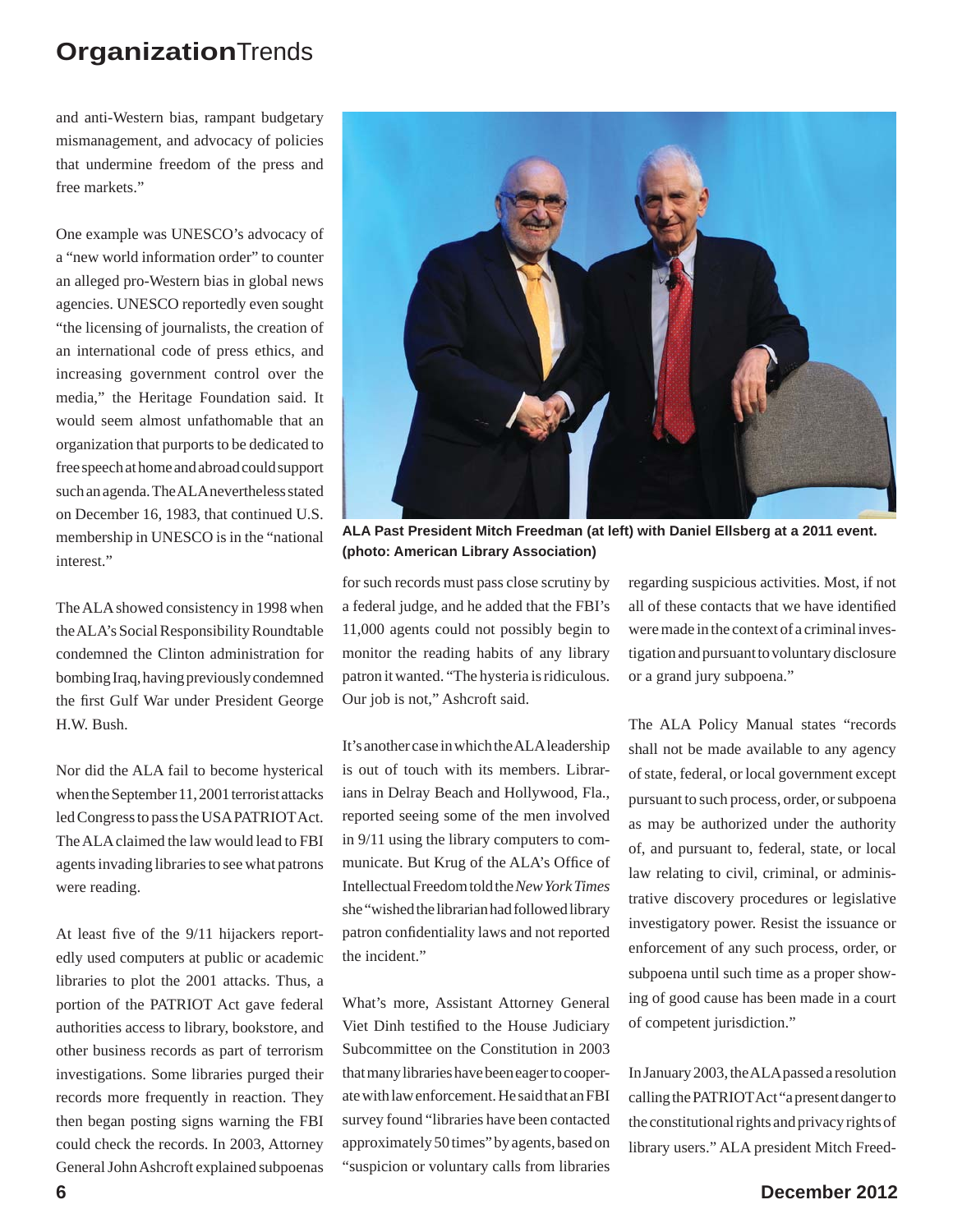and anti-Western bias, rampant budgetary mismanagement, and advocacy of policies that undermine freedom of the press and free markets."

One example was UNESCO's advocacy of a "new world information order" to counter an alleged pro-Western bias in global news agencies. UNESCO reportedly even sought "the licensing of journalists, the creation of an international code of press ethics, and increasing government control over the media," the Heritage Foundation said. It would seem almost unfathomable that an organization that purports to be dedicated to free speech at home and abroad could support such an agenda. The ALA nevertheless stated on December 16, 1983, that continued U.S. membership in UNESCO is in the "national interest."

The ALA showed consistency in 1998 when the ALA's Social Responsibility Roundtable condemned the Clinton administration for bombing Iraq, having previously condemned the first Gulf War under President George H.W. Bush.

Nor did the ALA fail to become hysterical when the September 11, 2001 terrorist attacks led Congress to pass the USA PATRIOT Act. The ALA claimed the law would lead to FBI agents invading libraries to see what patrons were reading.

At least five of the 9/11 hijackers reportedly used computers at public or academic libraries to plot the 2001 attacks. Thus, a portion of the PATRIOT Act gave federal authorities access to library, bookstore, and other business records as part of terrorism investigations. Some libraries purged their records more frequently in reaction. They then began posting signs warning the FBI could check the records. In 2003, Attorney General John Ashcroft explained subpoenas for such records must pass close scrutiny by a federal judge, and he added that the FBI's 11,000 agents could not possibly begin to monitor the reading habits of any library patron it wanted. "The hysteria is ridiculous. Our job is not," Ashcroft said.

**ALA Past President Mitch Freedman (at left) with Daniel Ellsberg at a 2011 event. (photo: American Library Association)**

It's another case in which the ALA leadership is out of touch with its members. Librarians in Delray Beach and Hollywood, Fla., reported seeing some of the men involved in 9/11 using the library computers to communicate. But Krug of the ALA's Office of Intellectual Freedom told the *New York Times* she "wished the librarian had followed library patron confidentiality laws and not reported the incident."

What's more, Assistant Attorney General Viet Dinh testified to the House Judiciary Subcommittee on the Constitution in 2003 that many libraries have been eager to cooperate with law enforcement. He said that an FBI survey found "libraries have been contacted approximately 50 times" by agents, based on "suspicion or voluntary calls from libraries regarding suspicious activities. Most, if not all of these contacts that we have identified were made in the context of a criminal investigation and pursuant to voluntary disclosure or a grand jury subpoena."

The ALA Policy Manual states "records shall not be made available to any agency of state, federal, or local government except pursuant to such process, order, or subpoena as may be authorized under the authority of, and pursuant to, federal, state, or local law relating to civil, criminal, or administrative discovery procedures or legislative investigatory power. Resist the issuance or enforcement of any such process, order, or subpoena until such time as a proper showing of good cause has been made in a court of competent jurisdiction."

In January 2003, the ALA passed a resolution calling the PATRIOT Act "a present danger to the constitutional rights and privacy rights of library users." ALA president Mitch Freed-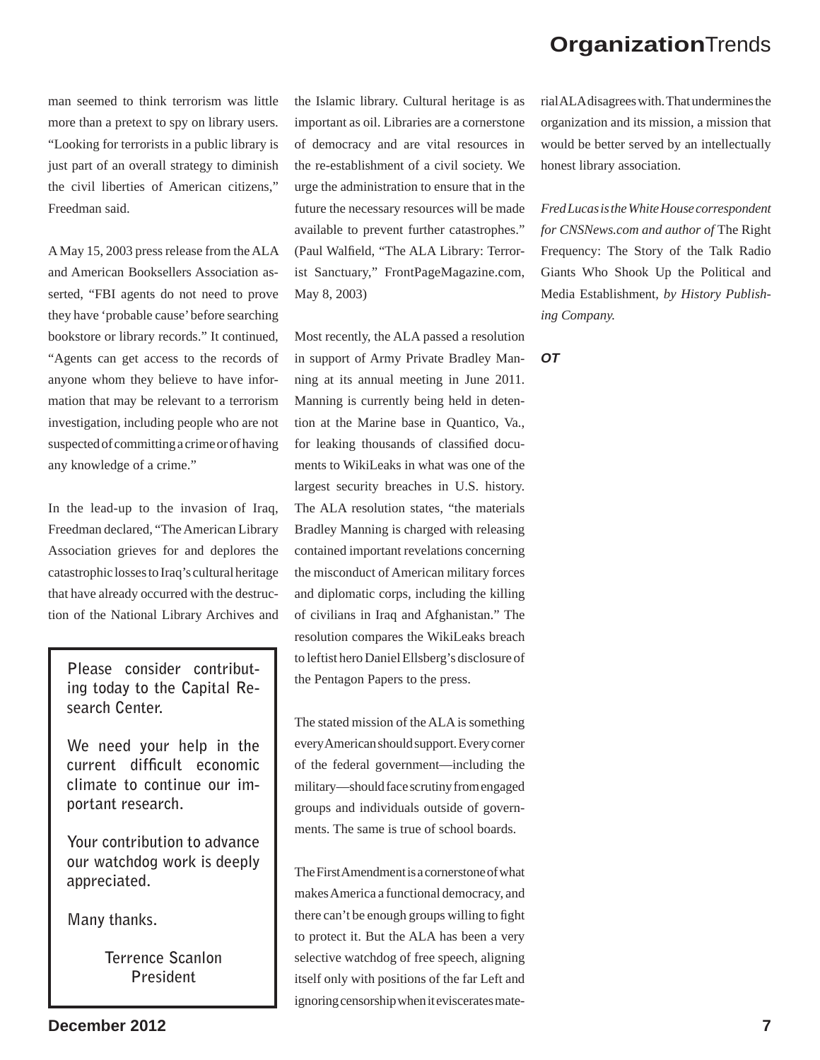man seemed to think terrorism was little more than a pretext to spy on library users. "Looking for terrorists in a public library is just part of an overall strategy to diminish the civil liberties of American citizens," Freedman said.

A May 15, 2003 press release from the ALA and American Booksellers Association asserted, "FBI agents do not need to prove they have 'probable cause' before searching bookstore or library records." It continued, "Agents can get access to the records of anyone whom they believe to have information that may be relevant to a terrorism investigation, including people who are not suspected of committing a crime or of having any knowledge of a crime."

In the lead-up to the invasion of Iraq, Freedman declared, "The American Library Association grieves for and deplores the catastrophic losses to Iraq's cultural heritage that have already occurred with the destruction of the National Library Archives and the Islamic library. Cultural heritage is as important as oil. Libraries are a cornerstone of democracy and are vital resources in the re-establishment of a civil society. We urge the administration to ensure that in the future the necessary resources will be made available to prevent further catastrophes." (Paul Walfield, "The ALA Library: Terrorist Sanctuary," FrontPageMagazine.com, May 8, 2003)

Most recently, the ALA passed a resolution in support of Army Private Bradley Manning at its annual meeting in June 2011. Manning is currently being held in detention at the Marine base in Quantico, Va., for leaking thousands of classified documents to WikiLeaks in what was one of the largest security breaches in U.S. history. The ALA resolution states, "the materials Bradley Manning is charged with releasing contained important revelations concerning the misconduct of American military forces and diplomatic corps, including the killing of civilians in Iraq and Afghanistan." The resolution compares the WikiLeaks breach to leftist hero Daniel Ellsberg's disclosure of the Pentagon Papers to the press.

The stated mission of the ALA is something every American should support. Every corner of the federal government—including the military—should face scrutiny from engaged groups and individuals outside of governments. The same is true of school boards.

The First Amendment is a cornerstone of what makes America a functional democracy, and there can't be enough groups willing to fight to protect it. But the ALA has been a very selective watchdog of free speech, aligning itself only with positions of the far Left and ignoring censorship when it eviscerates material ALA disagrees with. That undermines the organization and its mission, a mission that would be better served by an intellectually honest library association.

*Fred Lucas is the White House correspondent for CNSNews.com and author of* The Right Frequency: The Story of the Talk Radio Giants Who Shook Up the Political and Media Establishment, *by History Publishing Company.*

***OT***

---

**Please consider contributing today to the Capital Research Center.**

**We need your help in the current difficult economic climate to continue our important research.**

**Your contribution to advance our watchdog work is deeply appreciated.**

**Many thanks.**

**Terrence Scanlon**
**President**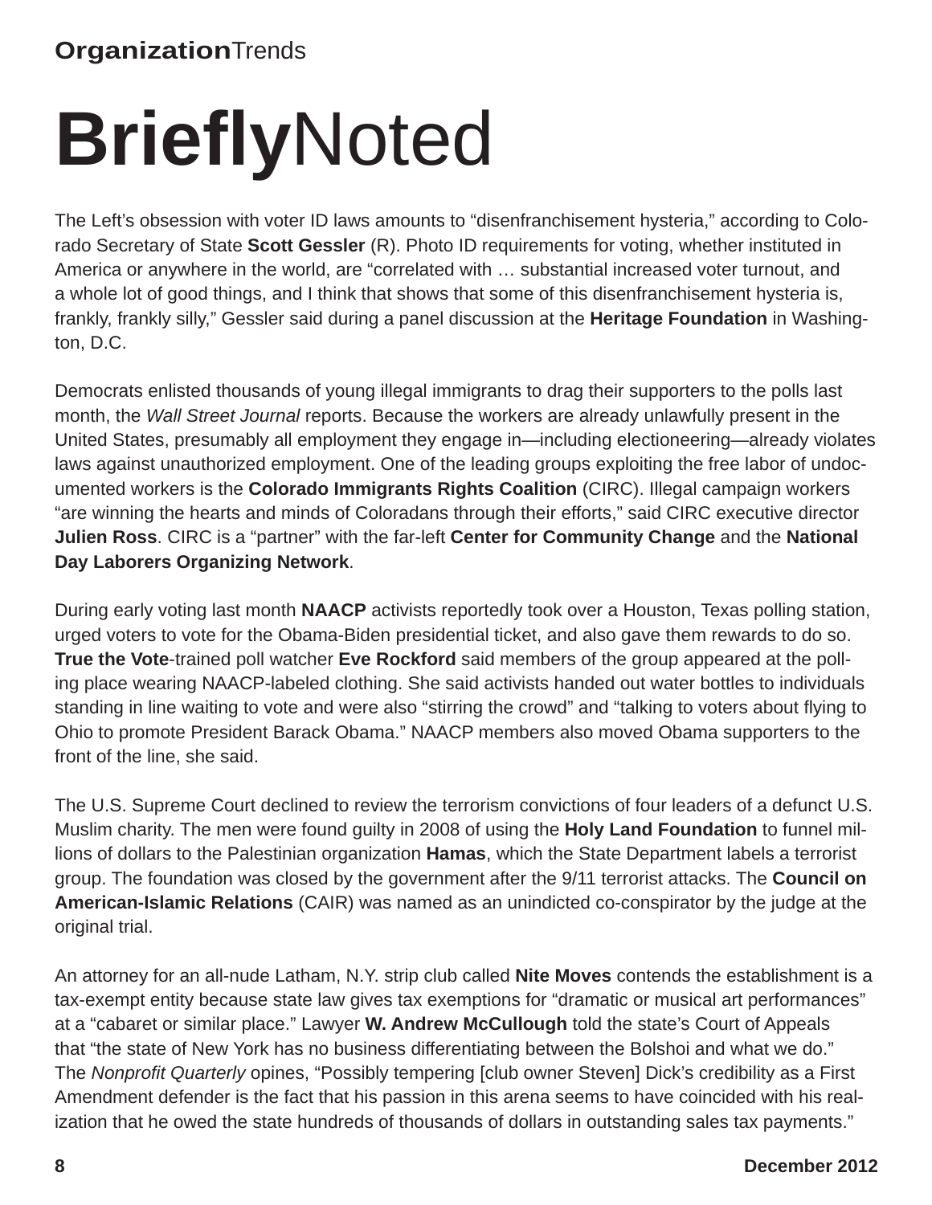# **Briefly**Noted

The Left's obsession with voter ID laws amounts to "disenfranchisement hysteria," according to Colorado Secretary of State **Scott Gessler** (R). Photo ID requirements for voting, whether instituted in America or anywhere in the world, are "correlated with … substantial increased voter turnout, and a whole lot of good things, and I think that shows that some of this disenfranchisement hysteria is, frankly, frankly silly," Gessler said during a panel discussion at the **Heritage Foundation** in Washington, D.C.

Democrats enlisted thousands of young illegal immigrants to drag their supporters to the polls last month, the *Wall Street Journal* reports. Because the workers are already unlawfully present in the United States, presumably all employment they engage in—including electioneering—already violates laws against unauthorized employment. One of the leading groups exploiting the free labor of undocumented workers is the **Colorado Immigrants Rights Coalition** (CIRC). Illegal campaign workers "are winning the hearts and minds of Coloradans through their efforts," said CIRC executive director **Julien Ross**. CIRC is a "partner" with the far-left **Center for Community Change** and the **National Day Laborers Organizing Network**.

During early voting last month **NAACP** activists reportedly took over a Houston, Texas polling station, urged voters to vote for the Obama-Biden presidential ticket, and also gave them rewards to do so. **True the Vote**-trained poll watcher **Eve Rockford** said members of the group appeared at the polling place wearing NAACP-labeled clothing. She said activists handed out water bottles to individuals standing in line waiting to vote and were also "stirring the crowd" and "talking to voters about flying to Ohio to promote President Barack Obama." NAACP members also moved Obama supporters to the front of the line, she said.

The U.S. Supreme Court declined to review the terrorism convictions of four leaders of a defunct U.S. Muslim charity. The men were found guilty in 2008 of using the **Holy Land Foundation** to funnel millions of dollars to the Palestinian organization **Hamas**, which the State Department labels a terrorist group. The foundation was closed by the government after the 9/11 terrorist attacks. The **Council on American-Islamic Relations** (CAIR) was named as an unindicted co-conspirator by the judge at the original trial.

An attorney for an all-nude Latham, N.Y. strip club called **Nite Moves** contends the establishment is a tax-exempt entity because state law gives tax exemptions for "dramatic or musical art performances" at a "cabaret or similar place." Lawyer **W. Andrew McCullough** told the state's Court of Appeals that "the state of New York has no business differentiating between the Bolshoi and what we do." The *Nonprofit Quarterly* opines, "Possibly tempering [club owner Steven] Dick's credibility as a First Amendment defender is the fact that his passion in this arena seems to have coincided with his realization that he owed the state hundreds of thousands of dollars in outstanding sales tax payments."